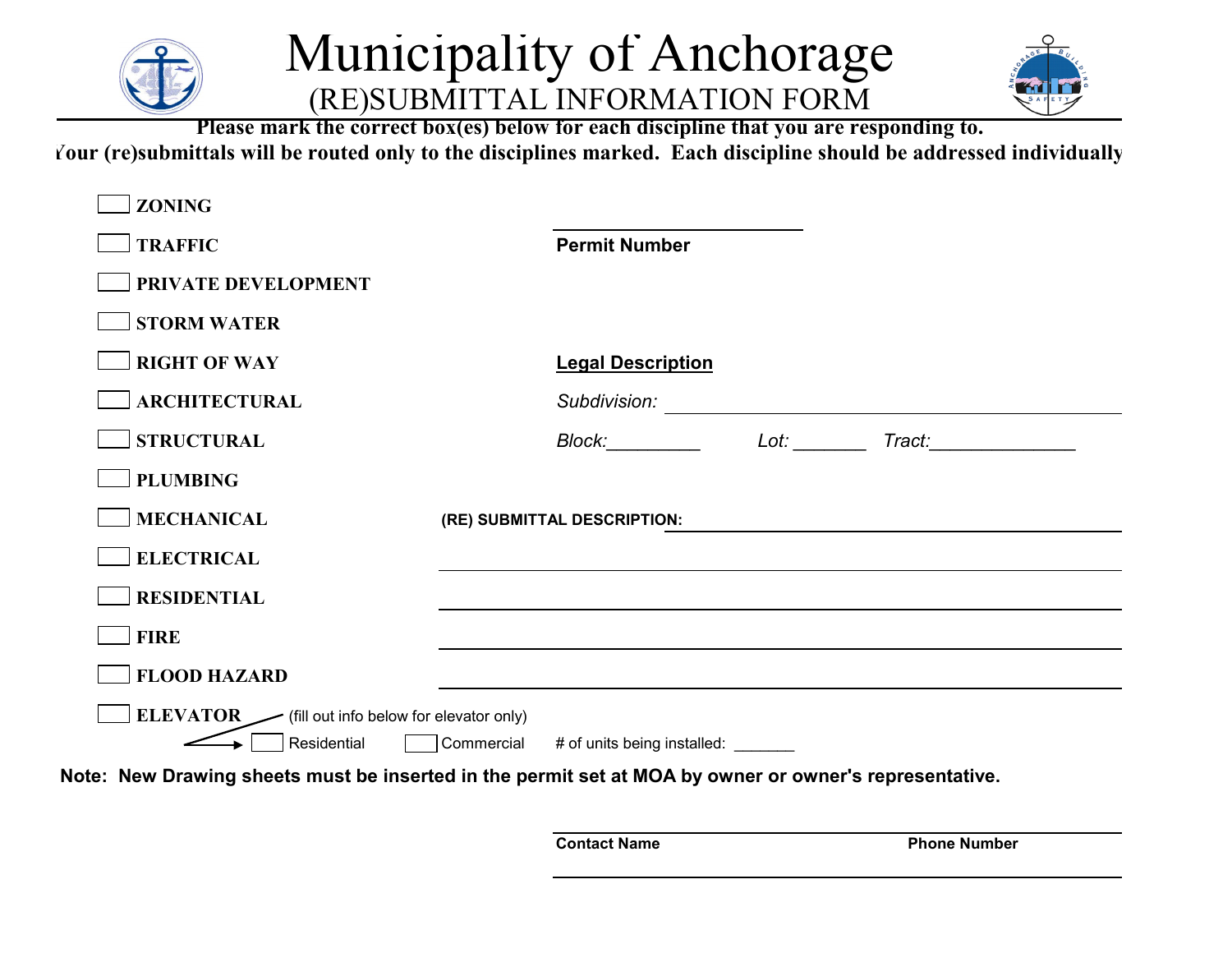# Municipality of Anchorage

## (RE)SUBMITTAL INFORMATION FORM

**Please mark the correct box(es) below for each discipline that you are responding to.**

**Your (re)submittals will be routed only to the disciplines marked. Each discipline should be addressed individually**

- ☐ **ZONING**
- ☐ **TRAFFIC**
- ☐ **PRIVATE DEVELOPMENT**
- ☐ **STORM WATER**
- ☐ **RIGHT OF WAY**
- ☐ **ARCHITECTURAL**
- ☐ **STRUCTURAL**
- ☐ **PLUMBING**
- ☐ **MECHANICAL**
- ☐ **ELECTRICAL**
- ☐ **RESIDENTIAL**
- ☐ **FIRE**
- ☐ **FLOOD HAZARD**
- ☐ **ELEVATOR** (fill out info below for elevator only)
  - ☐ Residential ☐ Commercial # of units being installed: _______

______________________________
**Permit Number**

**Legal Description**

*Subdivision:* ______________________________________________

*Block:*_________ *Lot:* _______ *Tract:*______________

**(RE) SUBMITTAL DESCRIPTION:** ______________________________________________

______________________________________________________________

______________________________________________________________

______________________________________________________________

______________________________________________________________

**Note: New Drawing sheets must be inserted in the permit set at MOA by owner or owner's representative.**

______________________________________________________________
**Contact Name** **Phone Number**

______________________________________________________________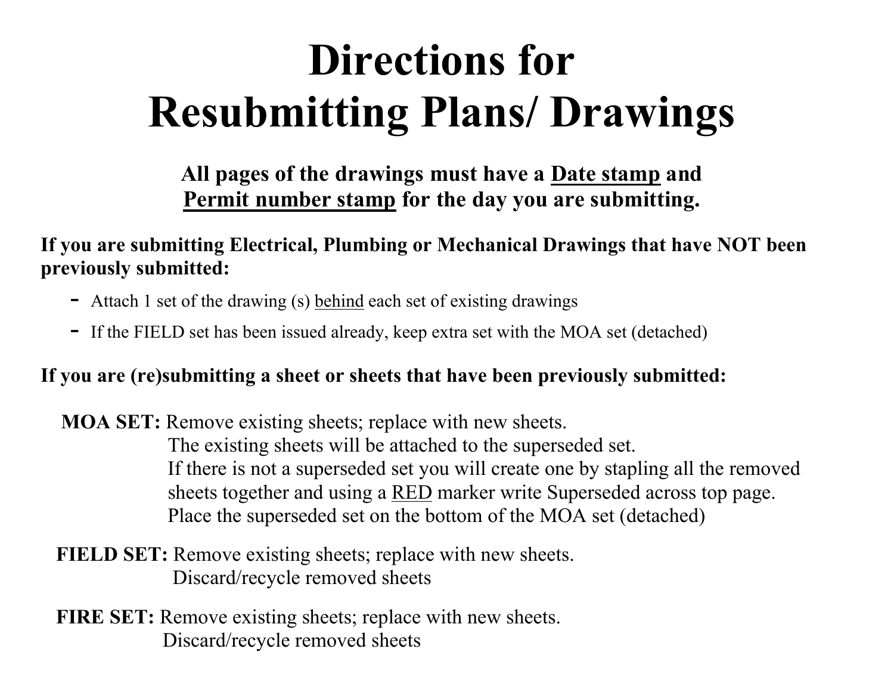# Directions for Resubmitting Plans/ Drawings

**All pages of the drawings must have a <u>Date stamp</u> and <u>Permit number stamp</u> for the day you are submitting.**

**If you are submitting Electrical, Plumbing or Mechanical Drawings that have NOT been previously submitted:**

- Attach 1 set of the drawing (s) <u>behind</u> each set of existing drawings
- If the FIELD set has been issued already, keep extra set with the MOA set (detached)

**If you are (re)submitting a sheet or sheets that have been previously submitted:**

**MOA SET:** Remove existing sheets; replace with new sheets.
The existing sheets will be attached to the superseded set.
If there is not a superseded set you will create one by stapling all the removed sheets together and using a <u>RED</u> marker write Superseded across top page.
Place the superseded set on the bottom of the MOA set (detached)

**FIELD SET:** Remove existing sheets; replace with new sheets.
Discard/recycle removed sheets

**FIRE SET:** Remove existing sheets; replace with new sheets.
Discard/recycle removed sheets